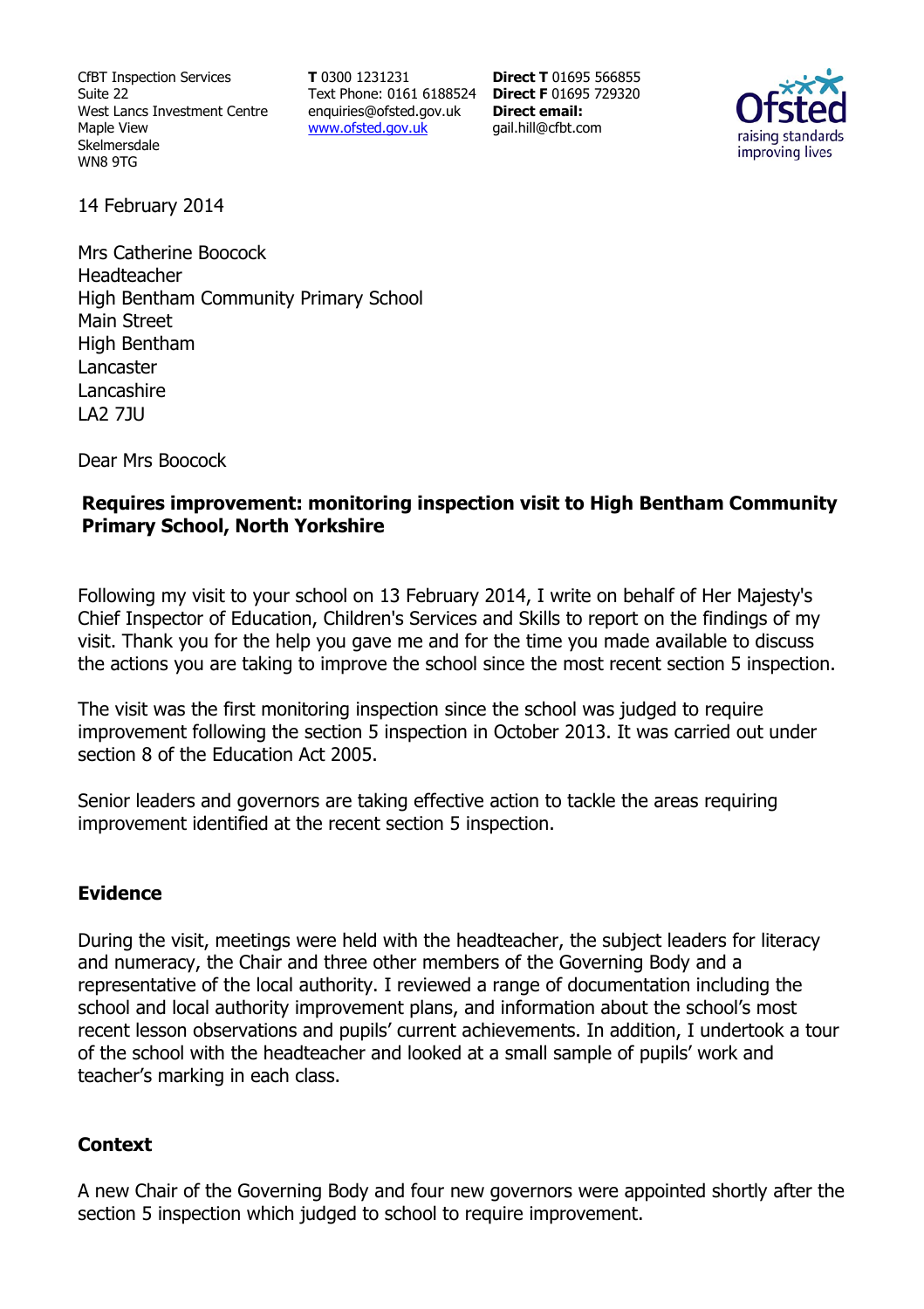CfBT Inspection Services
Suite 22
West Lancs Investment Centre
Maple View
Skelmersdale
WN8 9TG

**T** 0300 1231231
Text Phone: 0161 6188524
enquiries@ofsted.gov.uk
www.ofsted.gov.uk

**Direct T** 01695 566855
**Direct F** 01695 729320
**Direct email:**
gail.hill@cfbt.com

14 February 2014

Mrs Catherine Boocock
Headteacher
High Bentham Community Primary School
Main Street
High Bentham
Lancaster
Lancashire
LA2 7JU

Dear Mrs Boocock

**Requires improvement: monitoring inspection visit to High Bentham Community Primary School, North Yorkshire**

Following my visit to your school on 13 February 2014, I write on behalf of Her Majesty's Chief Inspector of Education, Children's Services and Skills to report on the findings of my visit. Thank you for the help you gave me and for the time you made available to discuss the actions you are taking to improve the school since the most recent section 5 inspection.

The visit was the first monitoring inspection since the school was judged to require improvement following the section 5 inspection in October 2013. It was carried out under section 8 of the Education Act 2005.

Senior leaders and governors are taking effective action to tackle the areas requiring improvement identified at the recent section 5 inspection.

## Evidence

During the visit, meetings were held with the headteacher, the subject leaders for literacy and numeracy, the Chair and three other members of the Governing Body and a representative of the local authority. I reviewed a range of documentation including the school and local authority improvement plans, and information about the school's most recent lesson observations and pupils' current achievements. In addition, I undertook a tour of the school with the headteacher and looked at a small sample of pupils' work and teacher's marking in each class.

## Context

A new Chair of the Governing Body and four new governors were appointed shortly after the section 5 inspection which judged to school to require improvement.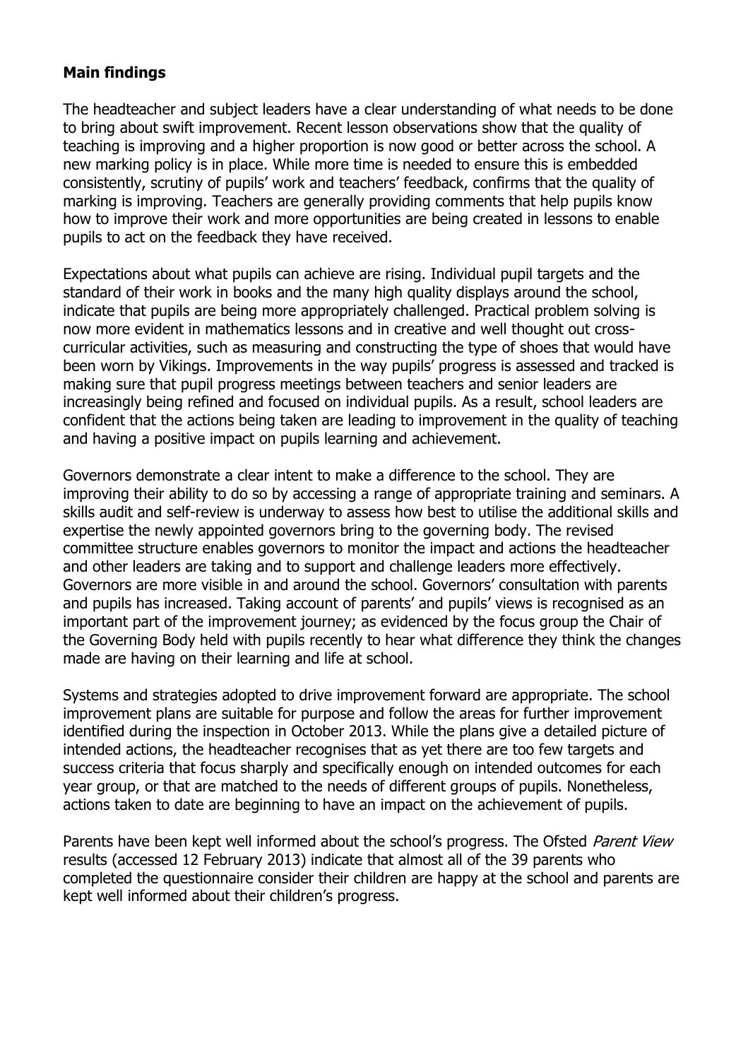**Main findings**

The headteacher and subject leaders have a clear understanding of what needs to be done to bring about swift improvement. Recent lesson observations show that the quality of teaching is improving and a higher proportion is now good or better across the school. A new marking policy is in place. While more time is needed to ensure this is embedded consistently, scrutiny of pupils' work and teachers' feedback, confirms that the quality of marking is improving. Teachers are generally providing comments that help pupils know how to improve their work and more opportunities are being created in lessons to enable pupils to act on the feedback they have received.

Expectations about what pupils can achieve are rising. Individual pupil targets and the standard of their work in books and the many high quality displays around the school, indicate that pupils are being more appropriately challenged. Practical problem solving is now more evident in mathematics lessons and in creative and well thought out cross-curricular activities, such as measuring and constructing the type of shoes that would have been worn by Vikings. Improvements in the way pupils' progress is assessed and tracked is making sure that pupil progress meetings between teachers and senior leaders are increasingly being refined and focused on individual pupils. As a result, school leaders are confident that the actions being taken are leading to improvement in the quality of teaching and having a positive impact on pupils learning and achievement.

Governors demonstrate a clear intent to make a difference to the school. They are improving their ability to do so by accessing a range of appropriate training and seminars. A skills audit and self-review is underway to assess how best to utilise the additional skills and expertise the newly appointed governors bring to the governing body. The revised committee structure enables governors to monitor the impact and actions the headteacher and other leaders are taking and to support and challenge leaders more effectively. Governors are more visible in and around the school. Governors' consultation with parents and pupils has increased. Taking account of parents' and pupils' views is recognised as an important part of the improvement journey; as evidenced by the focus group the Chair of the Governing Body held with pupils recently to hear what difference they think the changes made are having on their learning and life at school.

Systems and strategies adopted to drive improvement forward are appropriate. The school improvement plans are suitable for purpose and follow the areas for further improvement identified during the inspection in October 2013. While the plans give a detailed picture of intended actions, the headteacher recognises that as yet there are too few targets and success criteria that focus sharply and specifically enough on intended outcomes for each year group, or that are matched to the needs of different groups of pupils. Nonetheless, actions taken to date are beginning to have an impact on the achievement of pupils.

Parents have been kept well informed about the school's progress. The Ofsted *Parent View* results (accessed 12 February 2013) indicate that almost all of the 39 parents who completed the questionnaire consider their children are happy at the school and parents are kept well informed about their children's progress.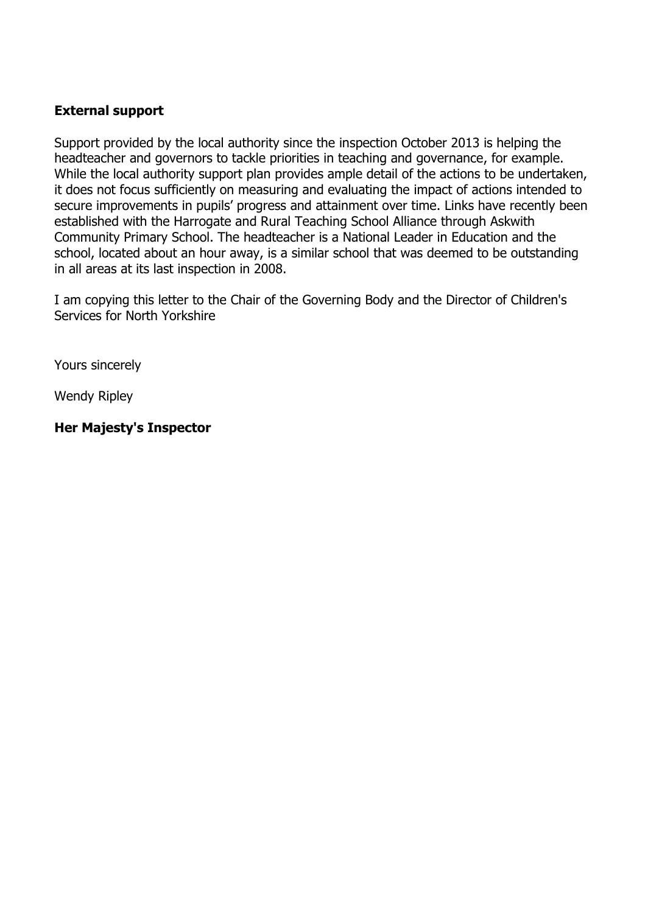**External support**

Support provided by the local authority since the inspection October 2013 is helping the headteacher and governors to tackle priorities in teaching and governance, for example. While the local authority support plan provides ample detail of the actions to be undertaken, it does not focus sufficiently on measuring and evaluating the impact of actions intended to secure improvements in pupils' progress and attainment over time. Links have recently been established with the Harrogate and Rural Teaching School Alliance through Askwith Community Primary School. The headteacher is a National Leader in Education and the school, located about an hour away, is a similar school that was deemed to be outstanding in all areas at its last inspection in 2008.

I am copying this letter to the Chair of the Governing Body and the Director of Children's Services for North Yorkshire

Yours sincerely

Wendy Ripley

**Her Majesty's Inspector**